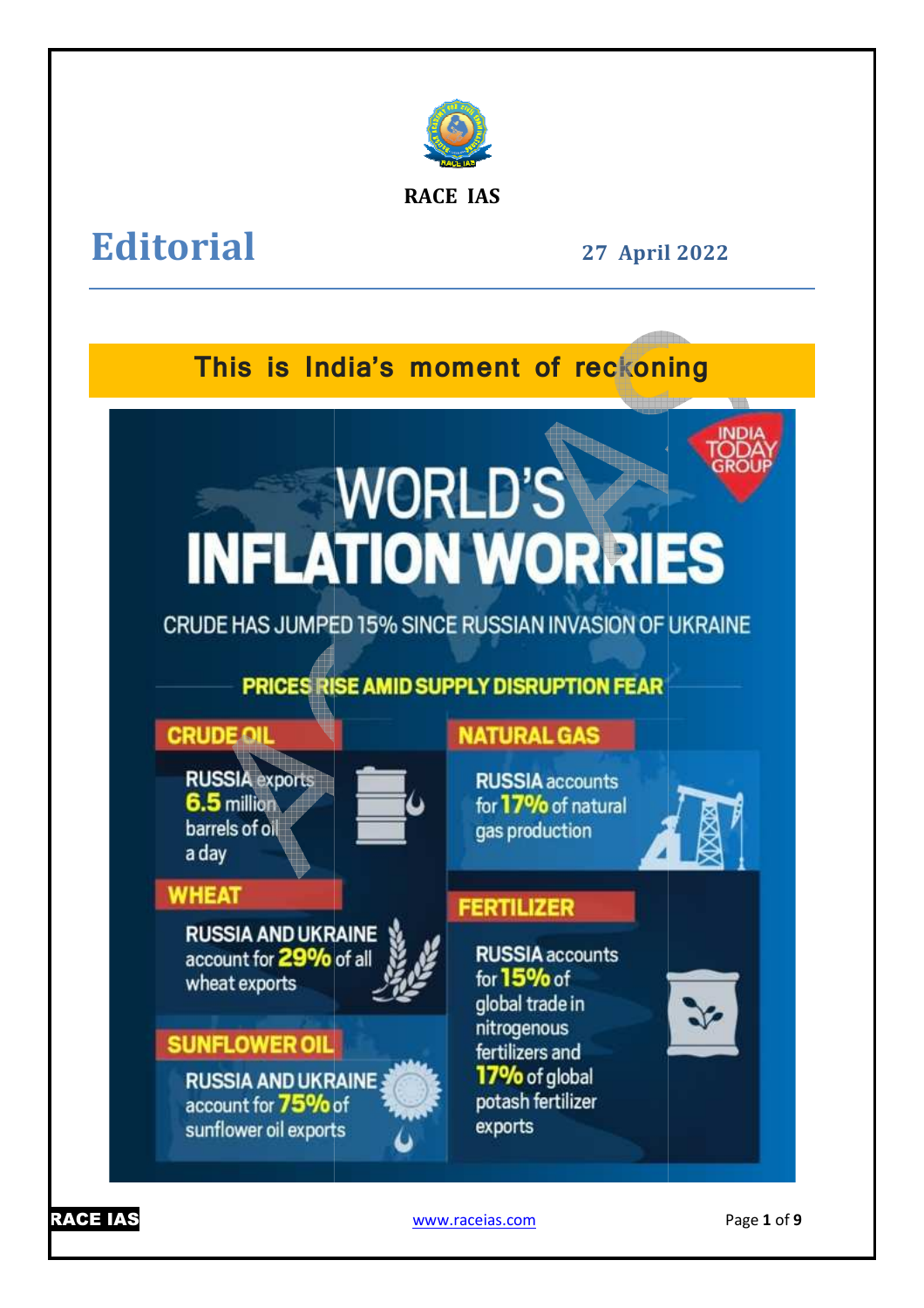RACE IAS

# Editorial

**27 April 2022**

## This is India's moment of reckoning

# WORLD'S INFLATION WORRIES

CRUDE HAS JUMPED 15% SINCE RUSSIAN INVASION OF UKRAINE

**PRICES RISE AMID SUPPLY DISRUPTION FEAR**

**CRUDE OIL**

RUSSIA exports **6.5** million barrels of oil a day

**NATURAL GAS**

RUSSIA accounts for **17%** of natural gas production

**WHEAT**

RUSSIA AND UKRAINE account for **29%** of all wheat exports

**FERTILIZER**

RUSSIA accounts for **15%** of global trade in nitrogenous fertilizers and **17%** of global potash fertilizer exports

**SUNFLOWER OIL**

RUSSIA AND UKRAINE account for **75%** of sunflower oil exports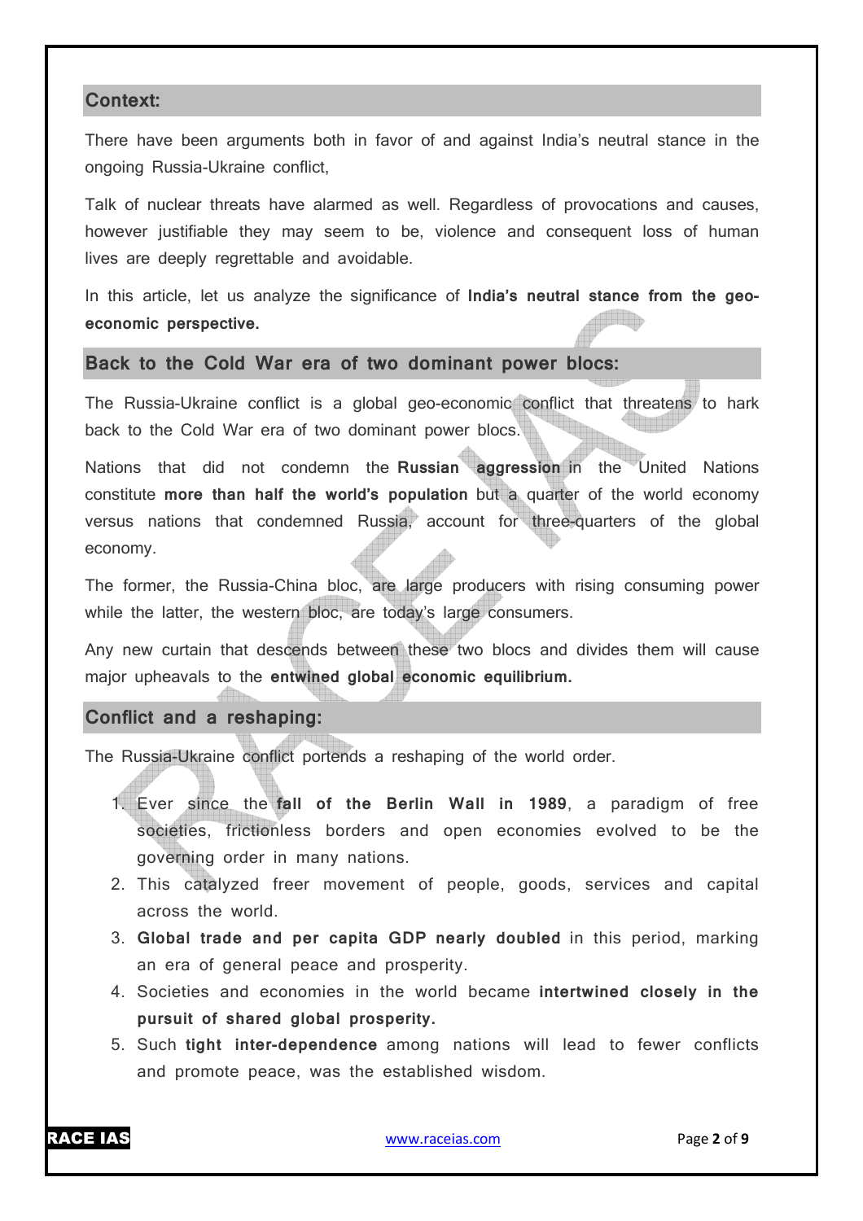## Context:

There have been arguments both in favor of and against India's neutral stance in the ongoing Russia-Ukraine conflict,

Talk of nuclear threats have alarmed as well. Regardless of provocations and causes, however justifiable they may seem to be, violence and consequent loss of human lives are deeply regrettable and avoidable.

In this article, let us analyze the significance of **India's neutral stance from the geo-economic perspective.**

## Back to the Cold War era of two dominant power blocs:

The Russia-Ukraine conflict is a global geo-economic conflict that threatens to hark back to the Cold War era of two dominant power blocs.

Nations that did not condemn the **Russian aggression** in the United Nations constitute **more than half the world's population** but a quarter of the world economy versus nations that condemned Russia, account for three-quarters of the global economy.

The former, the Russia-China bloc, are large producers with rising consuming power while the latter, the western bloc, are today's large consumers.

Any new curtain that descends between these two blocs and divides them will cause major upheavals to the **entwined global economic equilibrium.**

## Conflict and a reshaping:

The Russia-Ukraine conflict portends a reshaping of the world order.

1. Ever since the **fall of the Berlin Wall in 1989**, a paradigm of free societies, frictionless borders and open economies evolved to be the governing order in many nations.
2. This catalyzed freer movement of people, goods, services and capital across the world.
3. **Global trade and per capita GDP nearly doubled** in this period, marking an era of general peace and prosperity.
4. Societies and economies in the world became **intertwined closely in the pursuit of shared global prosperity.**
5. Such **tight inter-dependence** among nations will lead to fewer conflicts and promote peace, was the established wisdom.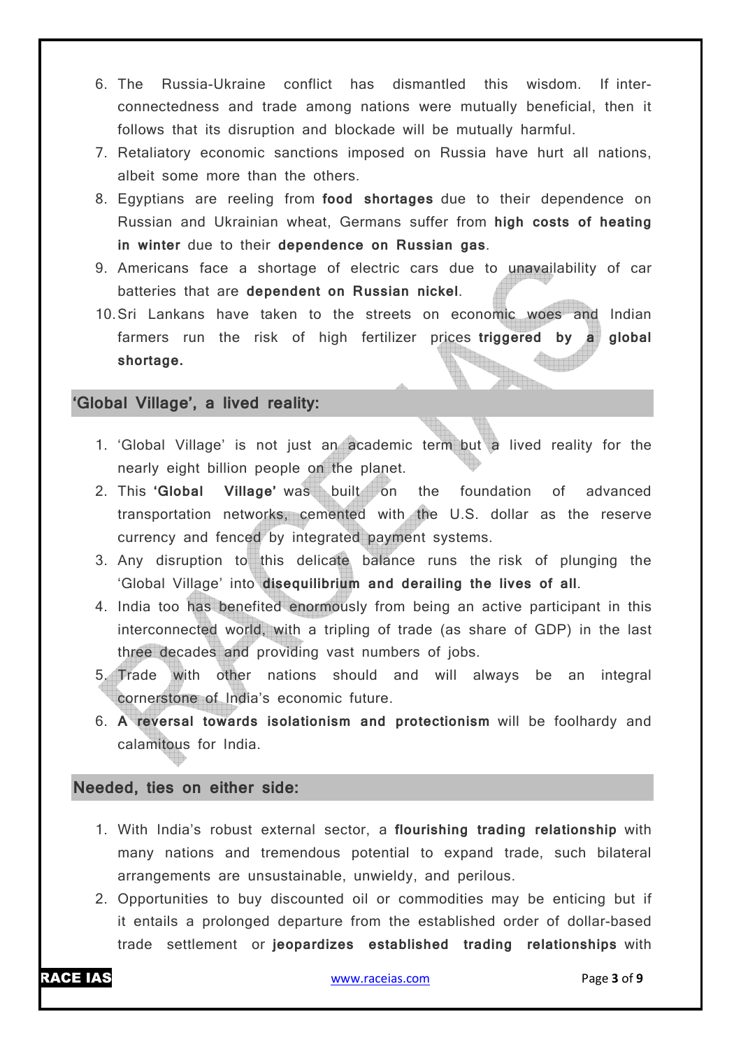6. The Russia-Ukraine conflict has dismantled this wisdom. If inter-connectedness and trade among nations were mutually beneficial, then it follows that its disruption and blockade will be mutually harmful.
7. Retaliatory economic sanctions imposed on Russia have hurt all nations, albeit some more than the others.
8. Egyptians are reeling from **food shortages** due to their dependence on Russian and Ukrainian wheat, Germans suffer from **high costs of heating in winter** due to their **dependence on Russian gas**.
9. Americans face a shortage of electric cars due to unavailability of car batteries that are **dependent on Russian nickel**.
10. Sri Lankans have taken to the streets on economic woes and Indian farmers run the risk of high fertilizer prices **triggered by a global shortage.**

## 'Global Village', a lived reality:

1. 'Global Village' is not just an academic term but a lived reality for the nearly eight billion people on the planet.
2. This **'Global Village'** was built on the foundation of advanced transportation networks, cemented with the U.S. dollar as the reserve currency and fenced by integrated payment systems.
3. Any disruption to this delicate balance runs the risk of plunging the 'Global Village' into **disequilibrium and derailing the lives of all**.
4. India too has benefited enormously from being an active participant in this interconnected world, with a tripling of trade (as share of GDP) in the last three decades and providing vast numbers of jobs.
5. Trade with other nations should and will always be an integral cornerstone of India's economic future.
6. **A reversal towards isolationism and protectionism** will be foolhardy and calamitous for India.

## Needed, ties on either side:

1. With India's robust external sector, a **flourishing trading relationship** with many nations and tremendous potential to expand trade, such bilateral arrangements are unsustainable, unwieldy, and perilous.
2. Opportunities to buy discounted oil or commodities may be enticing but if it entails a prolonged departure from the established order of dollar-based trade settlement or **jeopardizes established trading relationships** with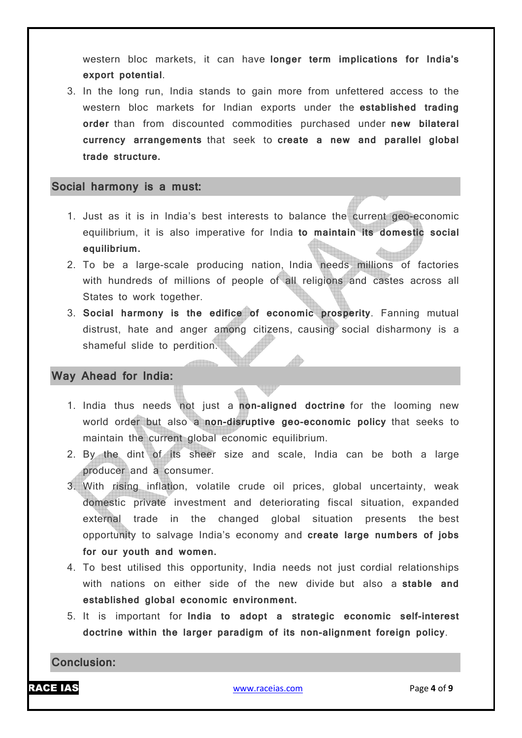western bloc markets, it can have **longer term implications for India's export potential**.

3. In the long run, India stands to gain more from unfettered access to the western bloc markets for Indian exports under the **established trading order** than from discounted commodities purchased under **new bilateral currency arrangements** that seek to **create a new and parallel global trade structure.**

## Social harmony is a must:

1. Just as it is in India's best interests to balance the current geo-economic equilibrium, it is also imperative for India **to maintain its domestic social equilibrium.**
2. To be a large-scale producing nation, India needs millions of factories with hundreds of millions of people of all religions and castes across all States to work together.
3. **Social harmony is the edifice of economic prosperity**. Fanning mutual distrust, hate and anger among citizens, causing social disharmony is a shameful slide to perdition.

## Way Ahead for India:

1. India thus needs not just a **non-aligned doctrine** for the looming new world order but also a **non-disruptive geo-economic policy** that seeks to maintain the current global economic equilibrium.
2. By the dint of its sheer size and scale, India can be both a large producer and a consumer.
3. With rising inflation, volatile crude oil prices, global uncertainty, weak domestic private investment and deteriorating fiscal situation, expanded external trade in the changed global situation presents the best opportunity to salvage India's economy and **create large numbers of jobs for our youth and women.**
4. To best utilised this opportunity, India needs not just cordial relationships with nations on either side of the new divide but also a **stable and established global economic environment.**
5. It is important for **India to adopt a strategic economic self-interest doctrine within the larger paradigm of its non-alignment foreign policy**.

## Conclusion: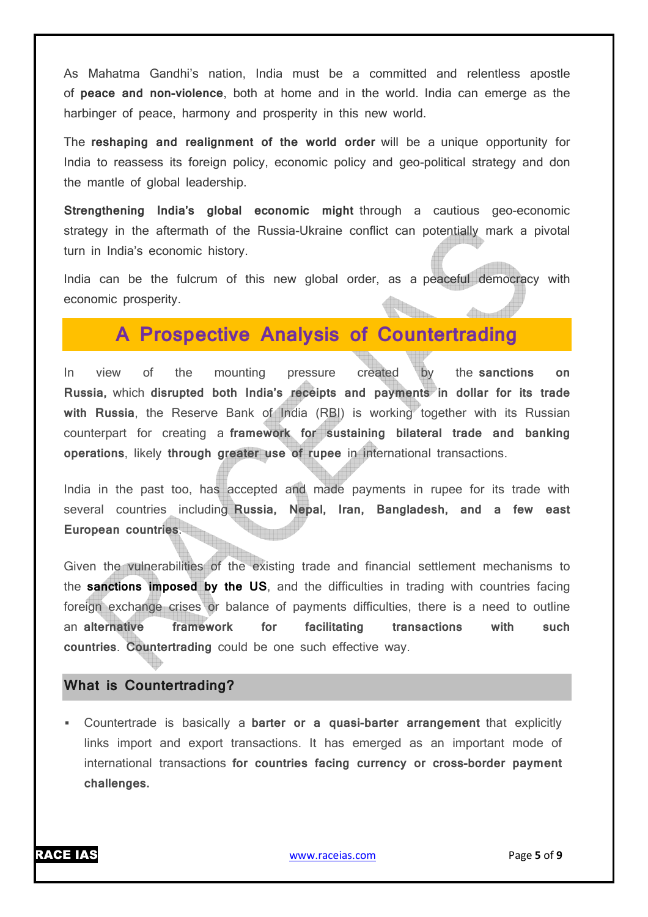As Mahatma Gandhi's nation, India must be a committed and relentless apostle of **peace and non-violence**, both at home and in the world. India can emerge as the harbinger of peace, harmony and prosperity in this new world.

The **reshaping and realignment of the world order** will be a unique opportunity for India to reassess its foreign policy, economic policy and geo-political strategy and don the mantle of global leadership.

**Strengthening India's global economic might** through a cautious geo-economic strategy in the aftermath of the Russia-Ukraine conflict can potentially mark a pivotal turn in India's economic history.

India can be the fulcrum of this new global order, as a peaceful democracy with economic prosperity.

## A Prospective Analysis of Countertrading

In view of the mounting pressure created by the **sanctions on Russia,** which **disrupted both India's receipts and payments in dollar for its trade with Russia**, the Reserve Bank of India (RBI) is working together with its Russian counterpart for creating a **framework for sustaining bilateral trade and banking operations**, likely **through greater use of rupee** in international transactions.

India in the past too, has accepted and made payments in rupee for its trade with several countries including **Russia, Nepal, Iran, Bangladesh, and a few east European countries**.

Given the vulnerabilities of the existing trade and financial settlement mechanisms to the **sanctions imposed by the US**, and the difficulties in trading with countries facing foreign exchange crises or balance of payments difficulties, there is a need to outline an **alternative framework for facilitating transactions with such countries**. **Countertrading** could be one such effective way.

### What is Countertrading?

- Countertrade is basically a **barter or a quasi-barter arrangement** that explicitly links import and export transactions. It has emerged as an important mode of international transactions **for countries facing currency or cross-border payment challenges.**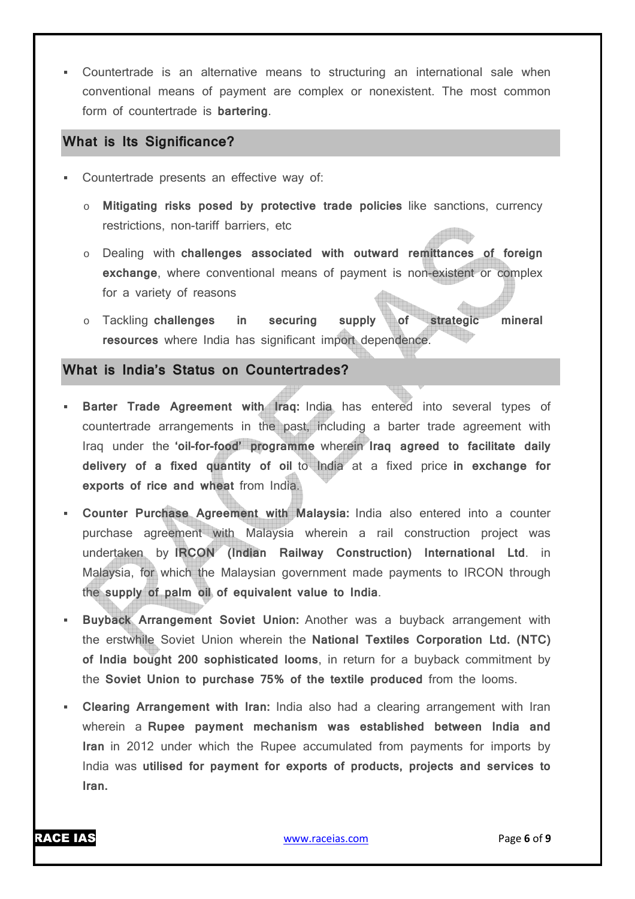- Countertrade is an alternative means to structuring an international sale when conventional means of payment are complex or nonexistent. The most common form of countertrade is **bartering**.

## What is Its Significance?

- Countertrade presents an effective way of:
  - **Mitigating risks posed by protective trade policies** like sanctions, currency restrictions, non-tariff barriers, etc
  - Dealing with **challenges associated with outward remittances of foreign exchange**, where conventional means of payment is non-existent or complex for a variety of reasons
  - Tackling **challenges in securing supply of strategic mineral resources** where India has significant import dependence.

## What is India's Status on Countertrades?

- **Barter Trade Agreement with Iraq:** India has entered into several types of countertrade arrangements in the past, including a barter trade agreement with Iraq under the **'oil-for-food' programme** wherein **Iraq agreed to facilitate daily delivery of a fixed quantity of oil** to India at a fixed price **in exchange for exports of rice and wheat** from India.
- **Counter Purchase Agreement with Malaysia:** India also entered into a counter purchase agreement with Malaysia wherein a rail construction project was undertaken by **IRCON (Indian Railway Construction) International Ltd**. in Malaysia, for which the Malaysian government made payments to IRCON through the **supply of palm oil of equivalent value to India**.
- **Buyback Arrangement Soviet Union:** Another was a buyback arrangement with the erstwhile Soviet Union wherein the **National Textiles Corporation Ltd. (NTC) of India bought 200 sophisticated looms**, in return for a buyback commitment by the **Soviet Union to purchase 75% of the textile produced** from the looms.
- **Clearing Arrangement with Iran:** India also had a clearing arrangement with Iran wherein a **Rupee payment mechanism was established between India and Iran** in 2012 under which the Rupee accumulated from payments for imports by India was **utilised for payment for exports of products, projects and services to Iran.**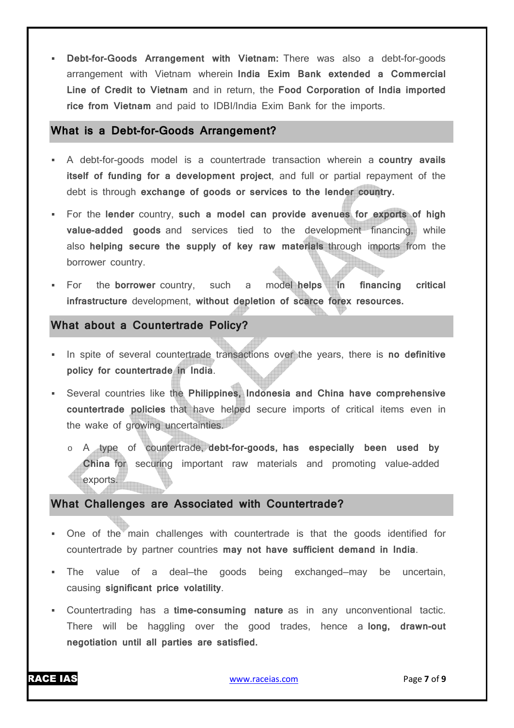- **Debt-for-Goods Arrangement with Vietnam:** There was also a debt-for-goods arrangement with Vietnam wherein **India Exim Bank extended a Commercial Line of Credit to Vietnam** and in return, the **Food Corporation of India imported rice from Vietnam** and paid to IDBI/India Exim Bank for the imports.

## What is a Debt-for-Goods Arrangement?

- A debt-for-goods model is a countertrade transaction wherein a **country avails itself of funding for a development project**, and full or partial repayment of the debt is through **exchange of goods or services to the lender country.**
- For the **lender** country, **such a model can provide avenues for exports of high value-added goods** and services tied to the development financing, while also **helping secure the supply of key raw materials** through imports from the borrower country.
- For the **borrower** country, such a model **helps in financing critical infrastructure** development, **without depletion of scarce forex resources.**

## What about a Countertrade Policy?

- In spite of several countertrade transactions over the years, there is **no definitive policy for countertrade in India**.
- Several countries like the **Philippines, Indonesia and China have comprehensive countertrade policies** that have helped secure imports of critical items even in the wake of growing uncertainties.
  - A type of countertrade, **debt-for-goods, has especially been used by China** for securing important raw materials and promoting value-added exports.

## What Challenges are Associated with Countertrade?

- One of the main challenges with countertrade is that the goods identified for countertrade by partner countries **may not have sufficient demand in India**.
- The value of a deal–the goods being exchanged–may be uncertain, causing **significant price volatility**.
- Countertrading has a **time-consuming nature** as in any unconventional tactic. There will be haggling over the good trades, hence a **long, drawn-out negotiation until all parties are satisfied.**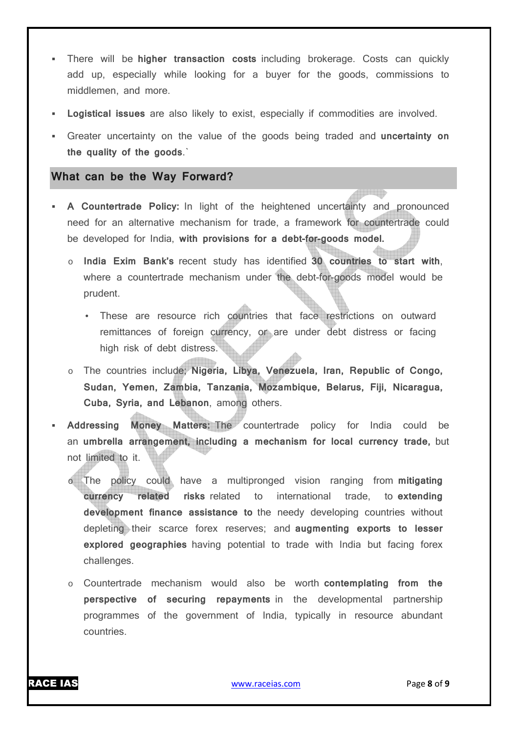- There will be **higher transaction costs** including brokerage. Costs can quickly add up, especially while looking for a buyer for the goods, commissions to middlemen, and more.
- **Logistical issues** are also likely to exist, especially if commodities are involved.
- Greater uncertainty on the value of the goods being traded and **uncertainty on the quality of the goods**.`

## What can be the Way Forward?

- **A Countertrade Policy:** In light of the heightened uncertainty and pronounced need for an alternative mechanism for trade, a framework for countertrade could be developed for India, **with provisions for a debt-for-goods model.**
  - **India Exim Bank's** recent study has identified **30 countries to start with**, where a countertrade mechanism under the debt-for-goods model would be prudent.
    - These are resource rich countries that face restrictions on outward remittances of foreign currency, or are under debt distress or facing high risk of debt distress.
  - The countries include: **Nigeria, Libya, Venezuela, Iran, Republic of Congo, Sudan, Yemen, Zambia, Tanzania, Mozambique, Belarus, Fiji, Nicaragua, Cuba, Syria, and Lebanon**, among others.
- **Addressing Money Matters:** The countertrade policy for India could be an **umbrella arrangement, including a mechanism for local currency trade,** but not limited to it.
  - The policy could have a multipronged vision ranging from **mitigating currency related risks** related to international trade, to **extending development finance assistance to** the needy developing countries without depleting their scarce forex reserves; and **augmenting exports to lesser explored geographies** having potential to trade with India but facing forex challenges.
  - Countertrade mechanism would also be worth **contemplating from the perspective of securing repayments** in the developmental partnership programmes of the government of India, typically in resource abundant countries.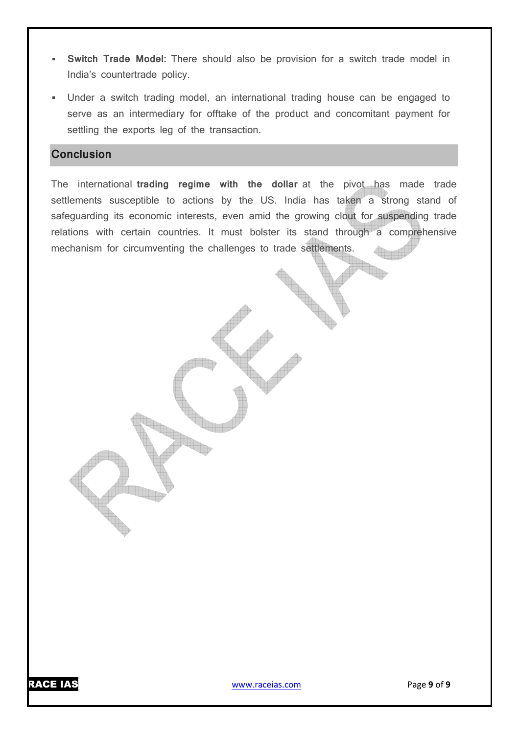- **Switch Trade Model:** There should also be provision for a switch trade model in India's countertrade policy.
- Under a switch trading model, an international trading house can be engaged to serve as an intermediary for offtake of the product and concomitant payment for settling the exports leg of the transaction.

## Conclusion

The international **trading regime with the dollar** at the pivot has made trade settlements susceptible to actions by the US. India has taken a strong stand of safeguarding its economic interests, even amid the growing clout for suspending trade relations with certain countries. It must bolster its stand through a comprehensive mechanism for circumventing the challenges to trade settlements.